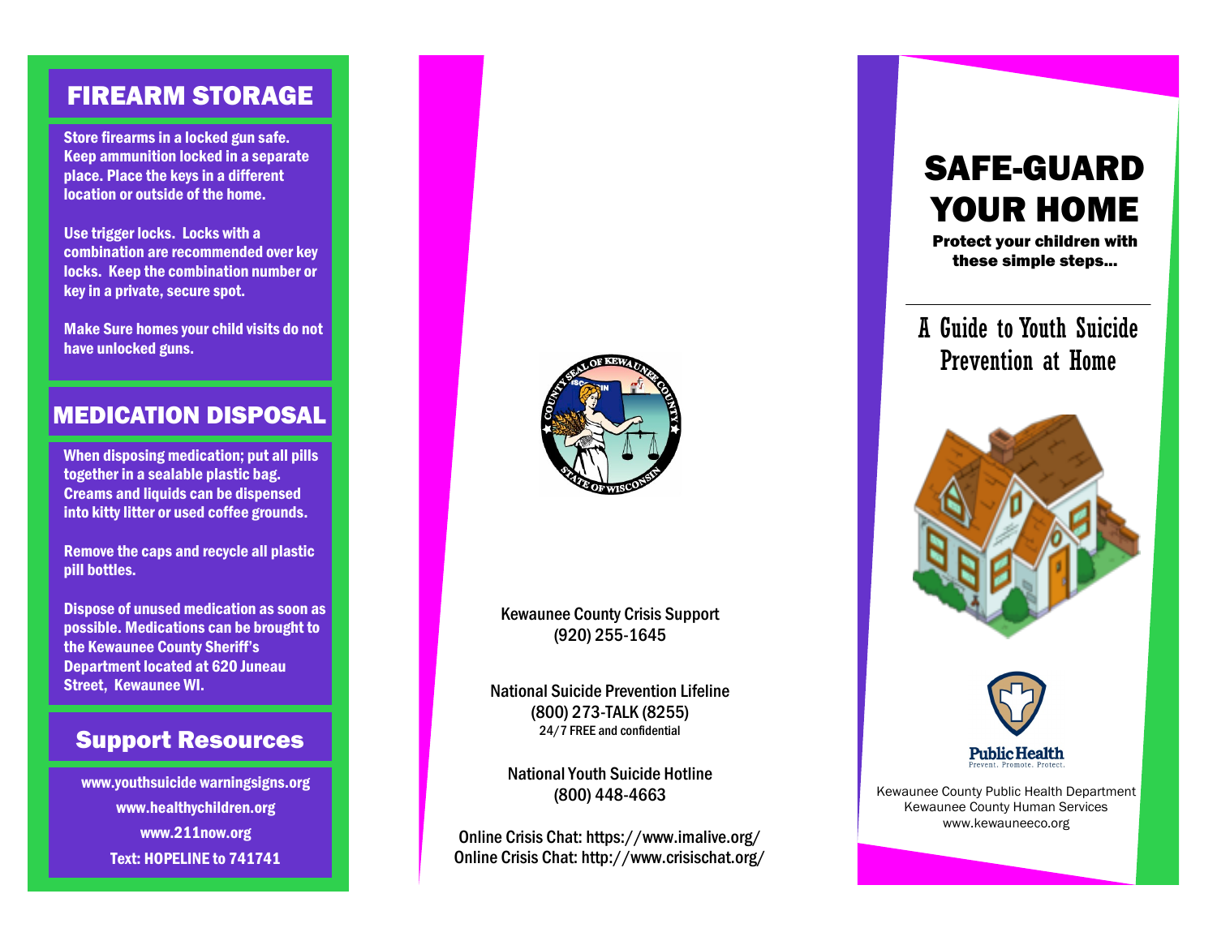## FIREARM STORAGE

Store firearms in a locked gun safe. Keep ammunition locked in a separate place. Place the keys in a different location or outside of the home.

Use trigger locks. Locks with a combination are recommended over key locks. Keep the combination number or key in a private, secure spot.

Make Sure homes your child visits do not have unlocked guns.

## MEDICATION DISPOSAL

When disposing medication; put all pills together in a sealable plastic bag. Creams and liquids can be dispensed into kitty litter or used coffee grounds.

Remove the caps and recycle all plastic pill bottles.

Dispose of unused medication as soon as possible. Medications can be brought to the Kewaunee County Sheriff's Department located at 620 Juneau Street, Kewaunee WI.

## Support Resources

www.youthsuicide warningsigns.org
www.healthychildren.org
www.211now.org
Text: HOPELINE to 741741

Kewaunee County Crisis Support
(920) 255-1645

National Suicide Prevention Lifeline
(800) 273-TALK (8255)
24/7 FREE and confidential

National Youth Suicide Hotline
(800) 448-4663

Online Crisis Chat: https://www.imalive.org/
Online Crisis Chat: http://www.crisischat.org/

# SAFE-GUARD YOUR HOME

**Protect your children with these simple steps...**

## A Guide to Youth Suicide Prevention at Home

Public Health
Prevent. Promote. Protect.

Kewaunee County Public Health Department
Kewaunee County Human Services
www.kewauneeco.org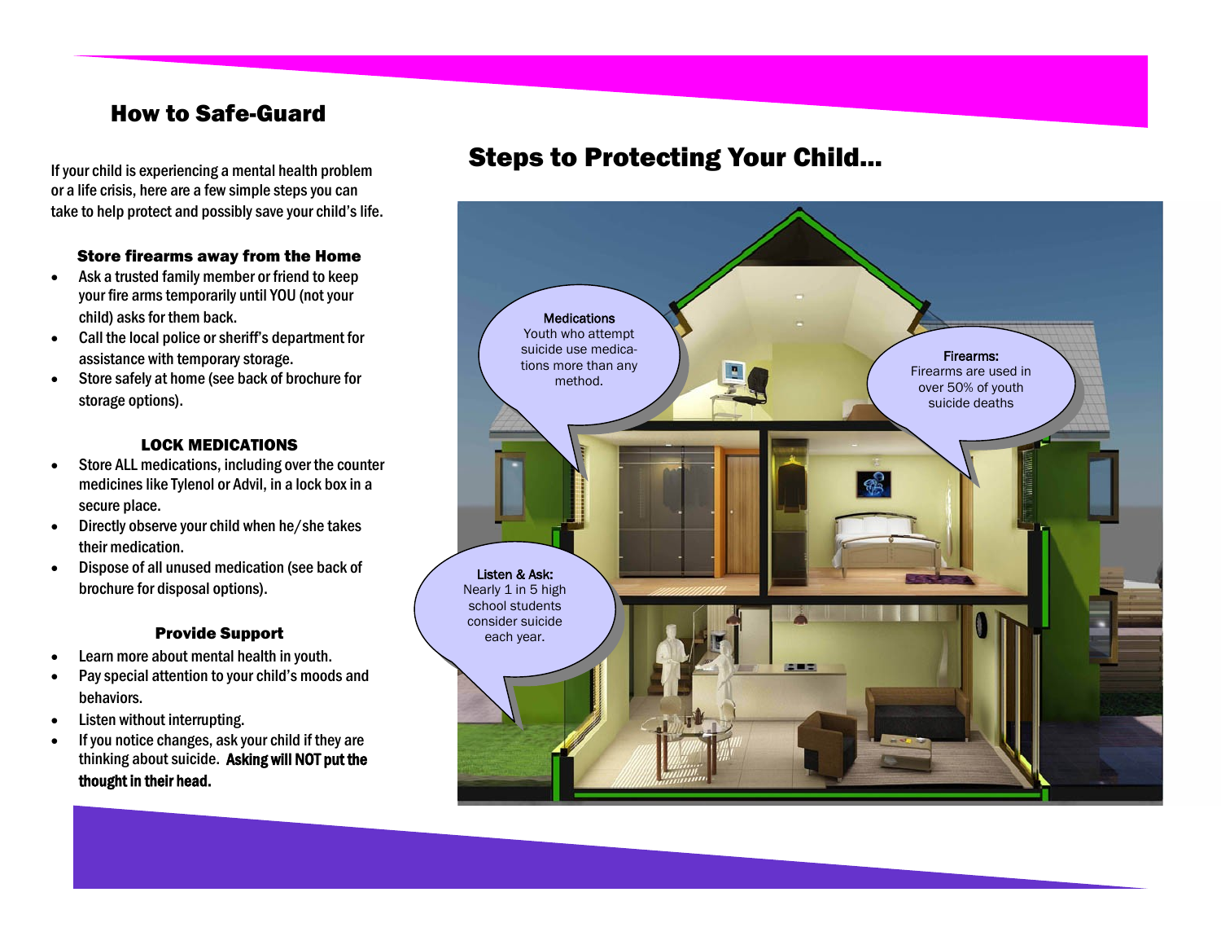## How to Safe-Guard

If your child is experiencing a mental health problem or a life crisis, here are a few simple steps you can take to help protect and possibly save your child's life.

### Store firearms away from the Home

- Ask a trusted family member or friend to keep your fire arms temporarily until YOU (not your child) asks for them back.
- Call the local police or sheriff's department for assistance with temporary storage.
- Store safely at home (see back of brochure for storage options).

### LOCK MEDICATIONS

- Store ALL medications, including over the counter medicines like Tylenol or Advil, in a lock box in a secure place.
- Directly observe your child when he/she takes their medication.
- Dispose of all unused medication (see back of brochure for disposal options).

### Provide Support

- Learn more about mental health in youth.
- Pay special attention to your child's moods and behaviors.
- Listen without interrupting.
- If you notice changes, ask your child if they are thinking about suicide. **Asking will NOT put the thought in their head.**

## Steps to Protecting Your Child...

**Medications**
Youth who attempt suicide use medications more than any method.

**Firearms:**
Firearms are used in over 50% of youth suicide deaths

**Listen & Ask:**
Nearly 1 in 5 high school students consider suicide each year.